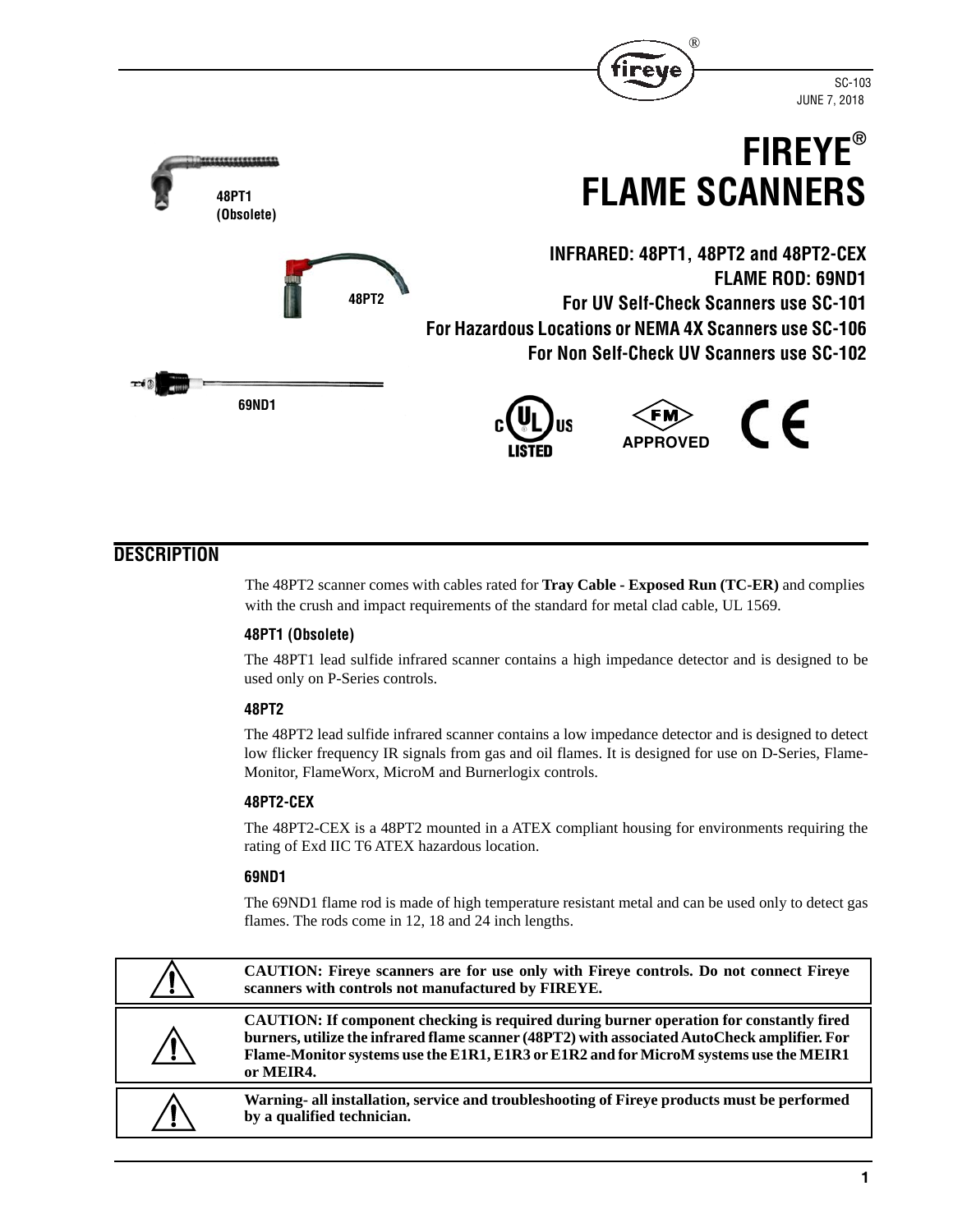SC-103
JUNE 7, 2018

# FIREYE®
# FLAME SCANNERS

48PT1 (Obsolete)

48PT2

69ND1

### INFRARED: 48PT1, 48PT2 and 48PT2-CEX
### FLAME ROD: 69ND1
### For UV Self-Check Scanners use SC-101
### For Hazardous Locations or NEMA 4X Scanners use SC-106
### For Non Self-Check UV Scanners use SC-102

c UL us LISTED

FM APPROVED

CE

## DESCRIPTION

The 48PT2 scanner comes with cables rated for **Tray Cable - Exposed Run (TC-ER)** and complies with the crush and impact requirements of the standard for metal clad cable, UL 1569.

### 48PT1 (Obsolete)

The 48PT1 lead sulfide infrared scanner contains a high impedance detector and is designed to be used only on P-Series controls.

### 48PT2

The 48PT2 lead sulfide infrared scanner contains a low impedance detector and is designed to detect low flicker frequency IR signals from gas and oil flames. It is designed for use on D-Series, Flame-Monitor, FlameWorx, MicroM and Burnerlogix controls.

### 48PT2-CEX

The 48PT2-CEX is a 48PT2 mounted in a ATEX compliant housing for environments requiring the rating of Exd IIC T6 ATEX hazardous location.

### 69ND1

The 69ND1 flame rod is made of high temperature resistant metal and can be used only to detect gas flames. The rods come in 12, 18 and 24 inch lengths.

**CAUTION: Fireye scanners are for use only with Fireye controls. Do not connect Fireye scanners with controls not manufactured by FIREYE.**

**CAUTION: If component checking is required during burner operation for constantly fired burners, utilize the infrared flame scanner (48PT2) with associated AutoCheck amplifier. For Flame-Monitor systems use the E1R1, E1R3 or E1R2 and for MicroM systems use the MEIR1 or MEIR4.**

**Warning- all installation, service and troubleshooting of Fireye products must be performed by a qualified technician.**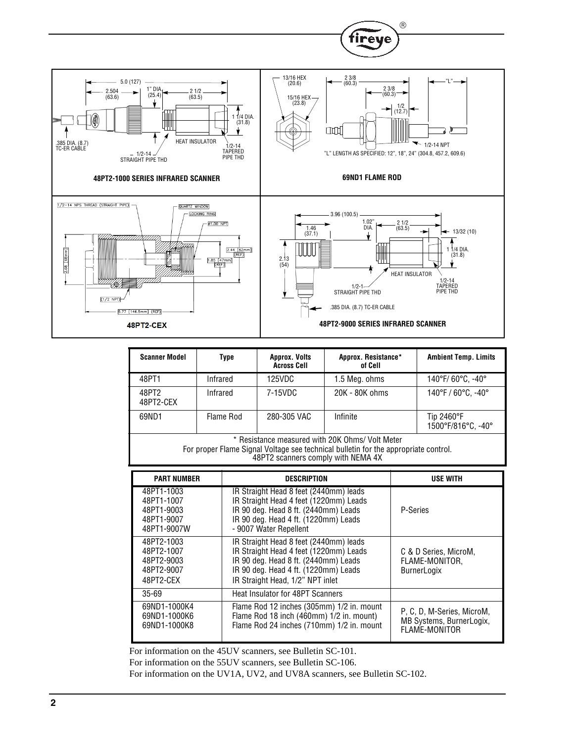**48PT2-1000 SERIES INFRARED SCANNER**

**69ND1 FLAME ROD**

**48PT2-CEX**

**48PT2-9000 SERIES INFRARED SCANNER**

| Scanner Model | Type | Approx. Volts Across Cell | Approx. Resistance* of Cell | Ambient Temp. Limits |
|---|---|---|---|---|
| 48PT1 | Infrared | 125VDC | 1.5 Meg. ohms | 140°F/ 60°C, -40° |
| 48PT2<br>48PT2-CEX | Infrared | 7-15VDC | 20K - 80K ohms | 140°F / 60°C, -40° |
| 69ND1 | Flame Rod | 280-305 VAC | Infinite | Tip 2460°F<br>1500°F/816°C, -40° |

\* Resistance measured with 20K Ohms/ Volt Meter
For proper Flame Signal Voltage see technical bulletin for the appropriate control.
48PT2 scanners comply with NEMA 4X

| PART NUMBER | DESCRIPTION | USE WITH |
|---|---|---|
| 48PT1-1003<br>48PT1-1007<br>48PT1-9003<br>48PT1-9007<br>48PT1-9007W | IR Straight Head 8 feet (2440mm) leads<br>IR Straight Head 4 feet (1220mm) Leads<br>IR 90 deg. Head 8 ft. (2440mm) Leads<br>IR 90 deg. Head 4 ft. (1220mm) Leads<br>- 9007 Water Repellent | P-Series |
| 48PT2-1003<br>48PT2-1007<br>48PT2-9003<br>48PT2-9007<br>48PT2-CEX | IR Straight Head 8 feet (2440mm) leads<br>IR Straight Head 4 feet (1220mm) Leads<br>IR 90 deg. Head 8 ft. (2440mm) Leads<br>IR 90 deg. Head 4 ft. (1220mm) Leads<br>IR Straight Head, 1/2" NPT inlet | C & D Series, MicroM, FLAME-MONITOR, BurnerLogix |
| 35-69 | Heat Insulator for 48PT Scanners | |
| 69ND1-1000K4<br>69ND1-1000K6<br>69ND1-1000K8 | Flame Rod 12 inches (305mm) 1/2 in. mount<br>Flame Rod 18 inch (460mm) 1/2 in. mount)<br>Flame Rod 24 inches (710mm) 1/2 in. mount | P, C, D, M-Series, MicroM, MB Systems, BurnerLogix, FLAME-MONITOR |

For information on the 45UV scanners, see Bulletin SC-101.

For information on the 55UV scanners, see Bulletin SC-106.

For information on the UV1A, UV2, and UV8A scanners, see Bulletin SC-102.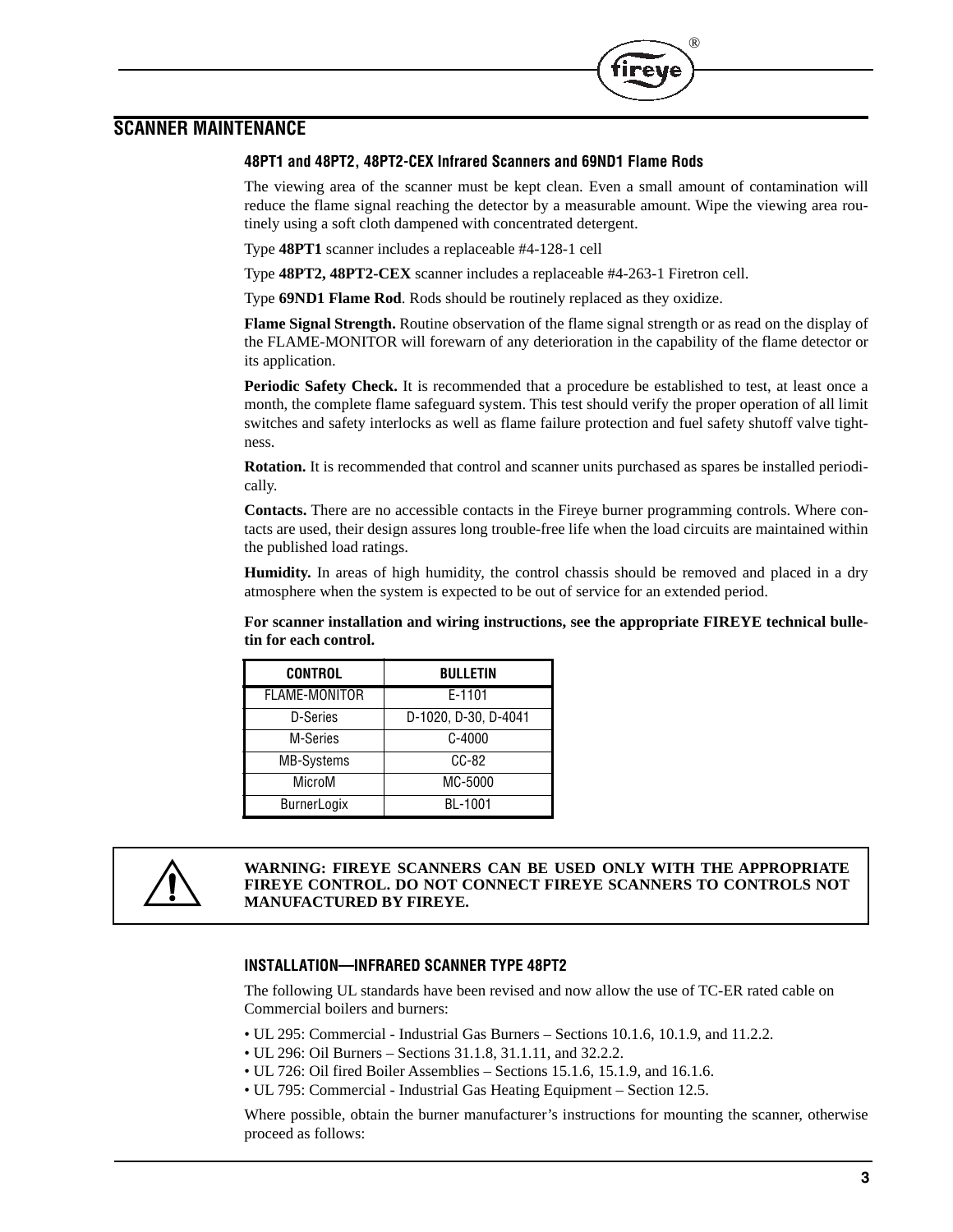## SCANNER MAINTENANCE

### 48PT1 and 48PT2, 48PT2-CEX Infrared Scanners and 69ND1 Flame Rods

The viewing area of the scanner must be kept clean. Even a small amount of contamination will reduce the flame signal reaching the detector by a measurable amount. Wipe the viewing area routinely using a soft cloth dampened with concentrated detergent.

Type **48PT1** scanner includes a replaceable #4-128-1 cell

Type **48PT2, 48PT2-CEX** scanner includes a replaceable #4-263-1 Firetron cell.

Type **69ND1 Flame Rod**. Rods should be routinely replaced as they oxidize.

**Flame Signal Strength.** Routine observation of the flame signal strength or as read on the display of the FLAME-MONITOR will forewarn of any deterioration in the capability of the flame detector or its application.

**Periodic Safety Check.** It is recommended that a procedure be established to test, at least once a month, the complete flame safeguard system. This test should verify the proper operation of all limit switches and safety interlocks as well as flame failure protection and fuel safety shutoff valve tightness.

**Rotation.** It is recommended that control and scanner units purchased as spares be installed periodically.

**Contacts.** There are no accessible contacts in the Fireye burner programming controls. Where contacts are used, their design assures long trouble-free life when the load circuits are maintained within the published load ratings.

**Humidity.** In areas of high humidity, the control chassis should be removed and placed in a dry atmosphere when the system is expected to be out of service for an extended period.

**For scanner installation and wiring instructions, see the appropriate FIREYE technical bulletin for each control.**

| CONTROL | BULLETIN |
|---|---|
| FLAME-MONITOR | E-1101 |
| D-Series | D-1020, D-30, D-4041 |
| M-Series | C-4000 |
| MB-Systems | CC-82 |
| MicroM | MC-5000 |
| BurnerLogix | BL-1001 |

**WARNING: FIREYE SCANNERS CAN BE USED ONLY WITH THE APPROPRIATE FIREYE CONTROL. DO NOT CONNECT FIREYE SCANNERS TO CONTROLS NOT MANUFACTURED BY FIREYE.**

### INSTALLATION—INFRARED SCANNER TYPE 48PT2

The following UL standards have been revised and now allow the use of TC-ER rated cable on Commercial boilers and burners:

- UL 295: Commercial - Industrial Gas Burners – Sections 10.1.6, 10.1.9, and 11.2.2.
- UL 296: Oil Burners – Sections 31.1.8, 31.1.11, and 32.2.2.
- UL 726: Oil fired Boiler Assemblies – Sections 15.1.6, 15.1.9, and 16.1.6.
- UL 795: Commercial - Industrial Gas Heating Equipment – Section 12.5.

Where possible, obtain the burner manufacturer's instructions for mounting the scanner, otherwise proceed as follows: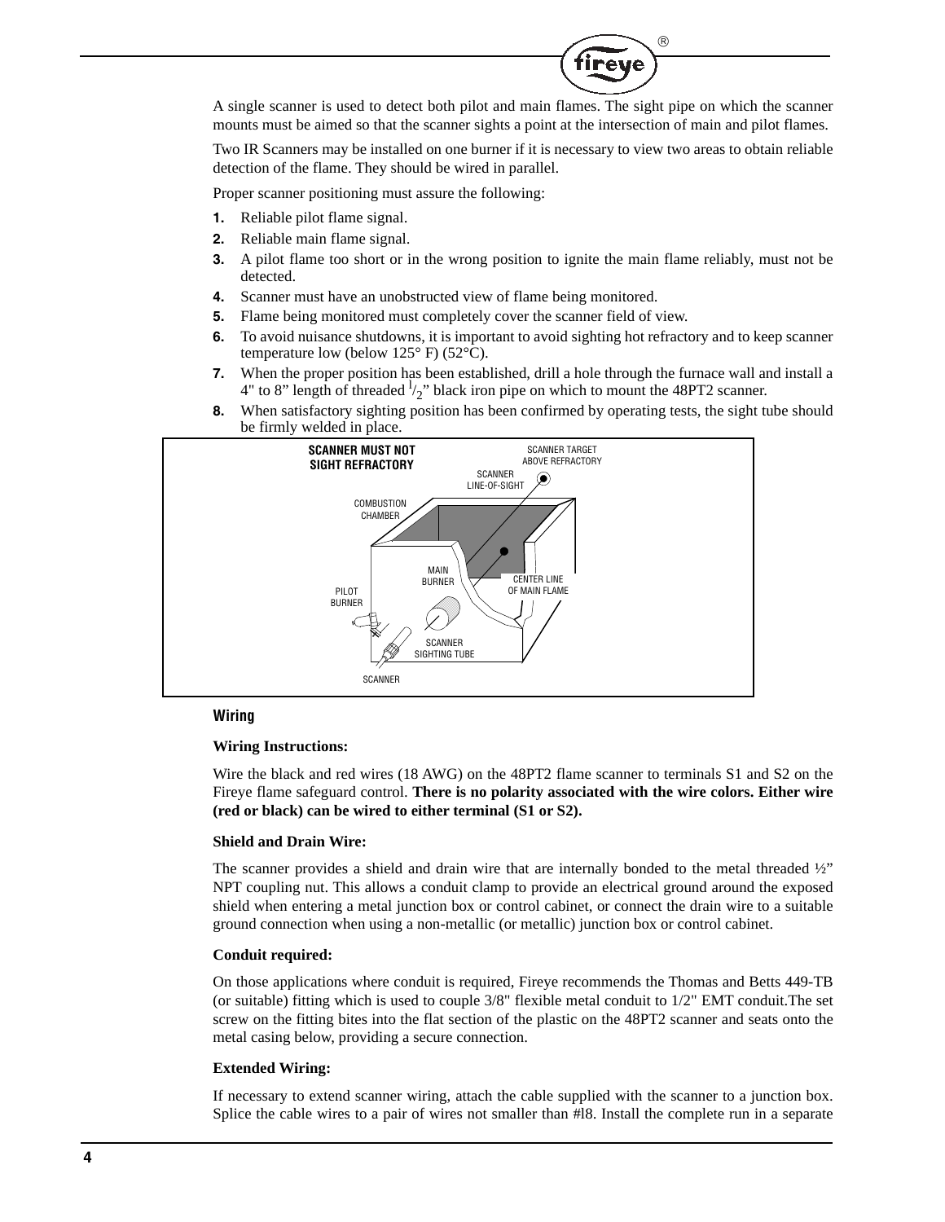A single scanner is used to detect both pilot and main flames. The sight pipe on which the scanner mounts must be aimed so that the scanner sights a point at the intersection of main and pilot flames.

Two IR Scanners may be installed on one burner if it is necessary to view two areas to obtain reliable detection of the flame. They should be wired in parallel.

Proper scanner positioning must assure the following:

1. Reliable pilot flame signal.
2. Reliable main flame signal.
3. A pilot flame too short or in the wrong position to ignite the main flame reliably, must not be detected.
4. Scanner must have an unobstructed view of flame being monitored.
5. Flame being monitored must completely cover the scanner field of view.
6. To avoid nuisance shutdowns, it is important to avoid sighting hot refractory and to keep scanner temperature low (below 125° F) (52°C).
7. When the proper position has been established, drill a hole through the furnace wall and install a 4" to 8" length of threaded 1/2" black iron pipe on which to mount the 48PT2 scanner.
8. When satisfactory sighting position has been confirmed by operating tests, the sight tube should be firmly welded in place.

SCANNER MUST NOT SIGHT REFRACTORY

SCANNER TARGET ABOVE REFRACTORY

SCANNER LINE-OF-SIGHT

COMBUSTION CHAMBER

MAIN BURNER

CENTER LINE OF MAIN FLAME

PILOT BURNER

SCANNER SIGHTING TUBE

SCANNER

## Wiring

**Wiring Instructions:**

Wire the black and red wires (18 AWG) on the 48PT2 flame scanner to terminals S1 and S2 on the Fireye flame safeguard control. **There is no polarity associated with the wire colors. Either wire (red or black) can be wired to either terminal (S1 or S2).**

**Shield and Drain Wire:**

The scanner provides a shield and drain wire that are internally bonded to the metal threaded ½" NPT coupling nut. This allows a conduit clamp to provide an electrical ground around the exposed shield when entering a metal junction box or control cabinet, or connect the drain wire to a suitable ground connection when using a non-metallic (or metallic) junction box or control cabinet.

**Conduit required:**

On those applications where conduit is required, Fireye recommends the Thomas and Betts 449-TB (or suitable) fitting which is used to couple 3/8" flexible metal conduit to 1/2" EMT conduit.The set screw on the fitting bites into the flat section of the plastic on the 48PT2 scanner and seats onto the metal casing below, providing a secure connection.

**Extended Wiring:**

If necessary to extend scanner wiring, attach the cable supplied with the scanner to a junction box. Splice the cable wires to a pair of wires not smaller than #l8. Install the complete run in a separate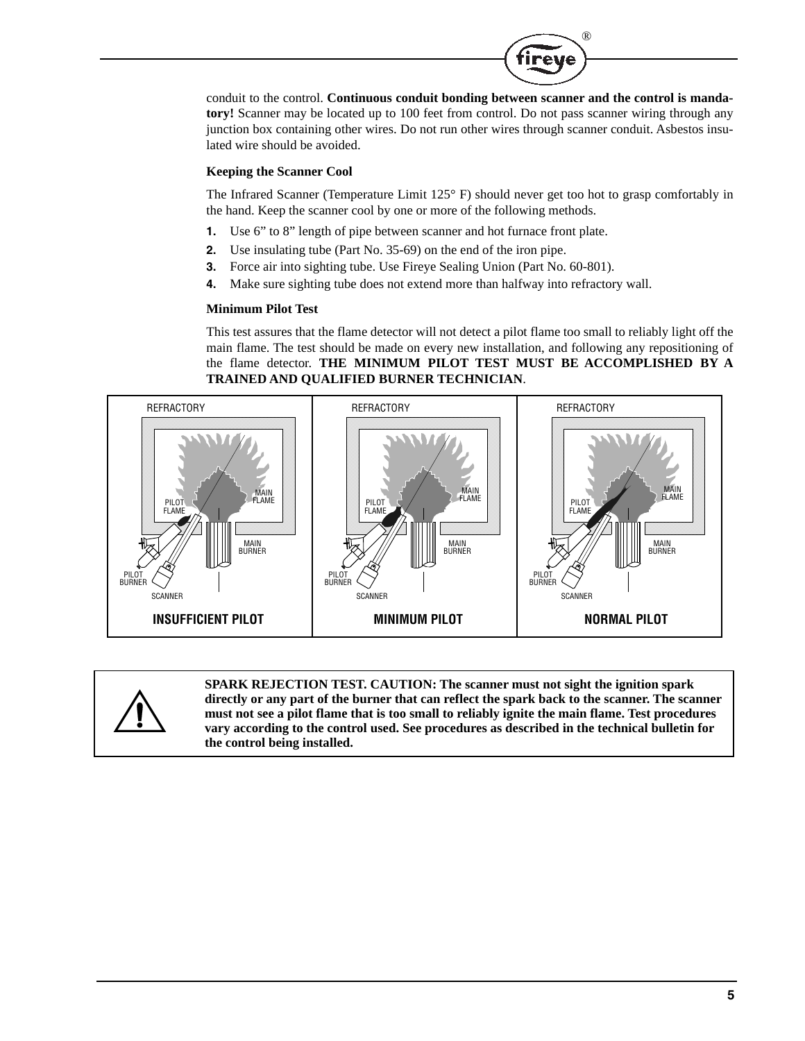conduit to the control. **Continuous conduit bonding between scanner and the control is mandatory!** Scanner may be located up to 100 feet from control. Do not pass scanner wiring through any junction box containing other wires. Do not run other wires through scanner conduit. Asbestos insulated wire should be avoided.

**Keeping the Scanner Cool**

The Infrared Scanner (Temperature Limit 125° F) should never get too hot to grasp comfortably in the hand. Keep the scanner cool by one or more of the following methods.

1. Use 6” to 8” length of pipe between scanner and hot furnace front plate.
2. Use insulating tube (Part No. 35-69) on the end of the iron pipe.
3. Force air into sighting tube. Use Fireye Sealing Union (Part No. 60-801).
4. Make sure sighting tube does not extend more than halfway into refractory wall.

**Minimum Pilot Test**

This test assures that the flame detector will not detect a pilot flame too small to reliably light off the main flame. The test should be made on every new installation, and following any repositioning of the flame detector. **THE MINIMUM PILOT TEST MUST BE ACCOMPLISHED BY A TRAINED AND QUALIFIED BURNER TECHNICIAN**.

REFRACTORY | PILOT FLAME | MAIN FLAME | MAIN BURNER | PILOT BURNER | SCANNER

**INSUFFICIENT PILOT** | **MINIMUM PILOT** | **NORMAL PILOT**

**SPARK REJECTION TEST. CAUTION: The scanner must not sight the ignition spark directly or any part of the burner that can reflect the spark back to the scanner. The scanner must not see a pilot flame that is too small to reliably ignite the main flame. Test procedures vary according to the control used. See procedures as described in the technical bulletin for the control being installed.**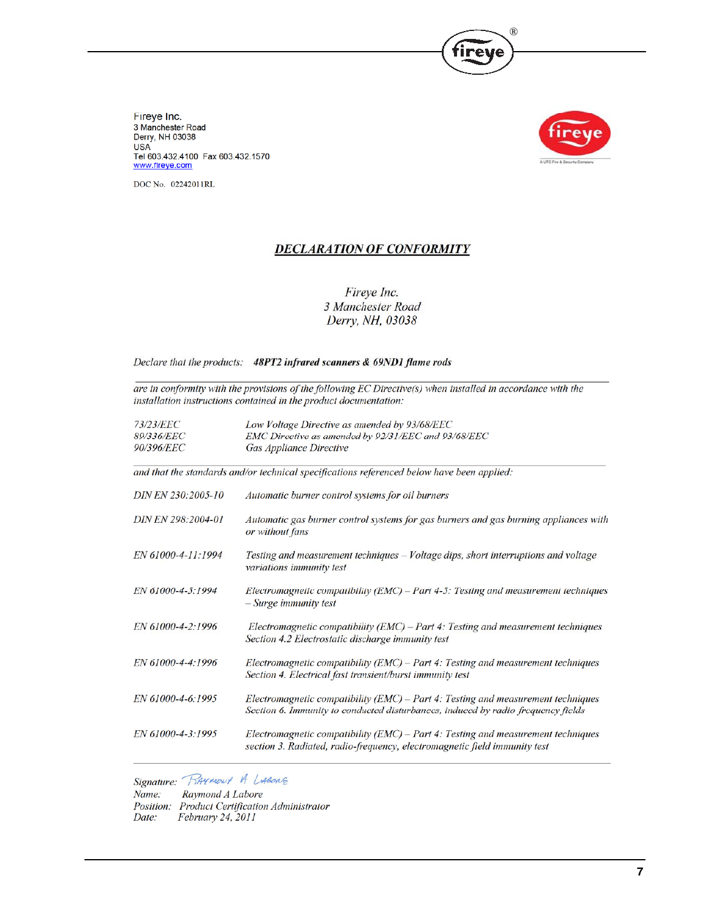Fireye Inc.
3 Manchester Road
Derry, NH 03038
USA
Tel 603.432.4100 Fax 603.432.1570
www.fireye.com

DOC No. 02242011RL

## *DECLARATION OF CONFORMITY*

*Fireye Inc.*
*3 Manchester Road*
*Derry, NH, 03038*

*Declare that the products:* ***48PT2 infrared scanners & 69ND1 flame rods***

*are in conformity with the provisions of the following EC Directive(s) when installed in accordance with the installation instructions contained in the product documentation:*

| | |
|---|---|
| *73/23/EEC* | *Low Voltage Directive as amended by 93/68/EEC* |
| *89/336/EEC* | *EMC Directive as amended by 92/31/EEC and 93/68/EEC* |
| *90/396/EEC* | *Gas Appliance Directive* |

*and that the standards and/or technical specifications referenced below have been applied:*

| | |
|---|---|
| *DIN EN 230:2005-10* | *Automatic burner control systems for oil burners* |
| *DIN EN 298:2004-01* | *Automatic gas burner control systems for gas burners and gas burning appliances with or without fans* |
| *EN 61000-4-11:1994* | *Testing and measurement techniques – Voltage dips, short interruptions and voltage variations immunity test* |
| *EN 61000-4-5:1994* | *Electromagnetic compatibility (EMC) – Part 4-5: Testing and measurement techniques – Surge immunity test* |
| *EN 61000-4-2:1996* | *Electromagnetic compatibility (EMC) – Part 4: Testing and measurement techniques Section 4.2 Electrostatic discharge immunity test* |
| *EN 61000-4-4:1996* | *Electromagnetic compatibility (EMC) – Part 4: Testing and measurement techniques Section 4. Electrical fast transient/burst immunity test* |
| *EN 61000-4-6:1995* | *Electromagnetic compatibility (EMC) – Part 4: Testing and measurement techniques Section 6. Immunity to conducted disturbances, induced by radio frequency fields* |
| *EN 61000-4-3:1995* | *Electromagnetic compatibility (EMC) – Part 4: Testing and measurement techniques section 3. Radiated, radio-frequency, electromagnetic field immunity test* |

*Signature:* Raymond A Labore
*Name:* *Raymond A Labore*
*Position:* *Product Certification Administrator*
*Date:* *February 24, 2011*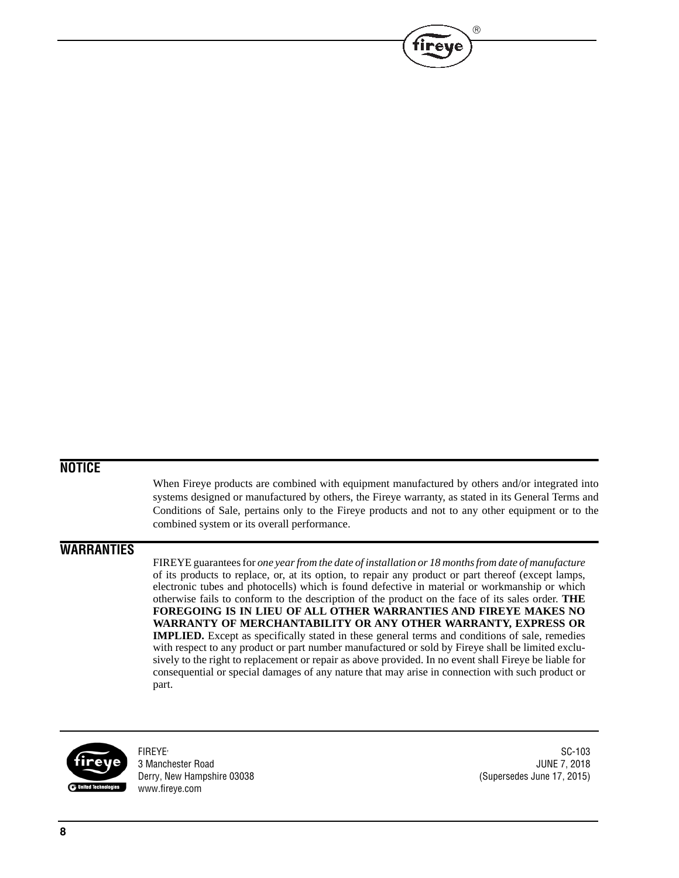## NOTICE

When Fireye products are combined with equipment manufactured by others and/or integrated into systems designed or manufactured by others, the Fireye warranty, as stated in its General Terms and Conditions of Sale, pertains only to the Fireye products and not to any other equipment or to the combined system or its overall performance.

## WARRANTIES

FIREYE guarantees for *one year from the date of installation or 18 months from date of manufacture* of its products to replace, or, at its option, to repair any product or part thereof (except lamps, electronic tubes and photocells) which is found defective in material or workmanship or which otherwise fails to conform to the description of the product on the face of its sales order. **THE FOREGOING IS IN LIEU OF ALL OTHER WARRANTIES AND FIREYE MAKES NO WARRANTY OF MERCHANTABILITY OR ANY OTHER WARRANTY, EXPRESS OR IMPLIED.** Except as specifically stated in these general terms and conditions of sale, remedies with respect to any product or part number manufactured or sold by Fireye shall be limited exclusively to the right to replacement or repair as above provided. In no event shall Fireye be liable for consequential or special damages of any nature that may arise in connection with such product or part.

FIREYE®
3 Manchester Road
Derry, New Hampshire 03038
www.fireye.com

SC-103
JUNE 7, 2018
(Supersedes June 17, 2015)